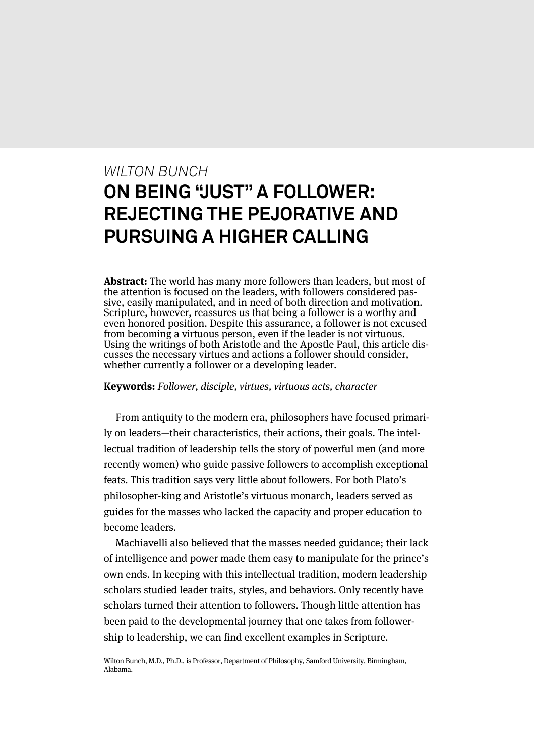*WILTON BUNCH*

# ON BEING "JUST" A FOLLOWER: REJECTING THE PEJORATIVE AND PURSUING A HIGHER CALLING

**Abstract:** The world has many more followers than leaders, but most of the attention is focused on the leaders, with followers considered passive, easily manipulated, and in need of both direction and motivation. Scripture, however, reassures us that being a follower is a worthy and even honored position. Despite this assurance, a follower is not excused from becoming a virtuous person, even if the leader is not virtuous. Using the writings of both Aristotle and the Apostle Paul, this article discusses the necessary virtues and actions a follower should consider, whether currently a follower or a developing leader.

**Keywords:** *Follower, disciple, virtues, virtuous acts, character*

From antiquity to the modern era, philosophers have focused primarily on leaders—their characteristics, their actions, their goals. The intellectual tradition of leadership tells the story of powerful men (and more recently women) who guide passive followers to accomplish exceptional feats. This tradition says very little about followers. For both Plato's philosopher-king and Aristotle's virtuous monarch, leaders served as guides for the masses who lacked the capacity and proper education to become leaders.

Machiavelli also believed that the masses needed guidance; their lack of intelligence and power made them easy to manipulate for the prince's own ends. In keeping with this intellectual tradition, modern leadership scholars studied leader traits, styles, and behaviors. Only recently have scholars turned their attention to followers. Though little attention has been paid to the developmental journey that one takes from followership to leadership, we can find excellent examples in Scripture.

Wilton Bunch, M.D., Ph.D., is Professor, Department of Philosophy, Samford University, Birmingham, Alabama.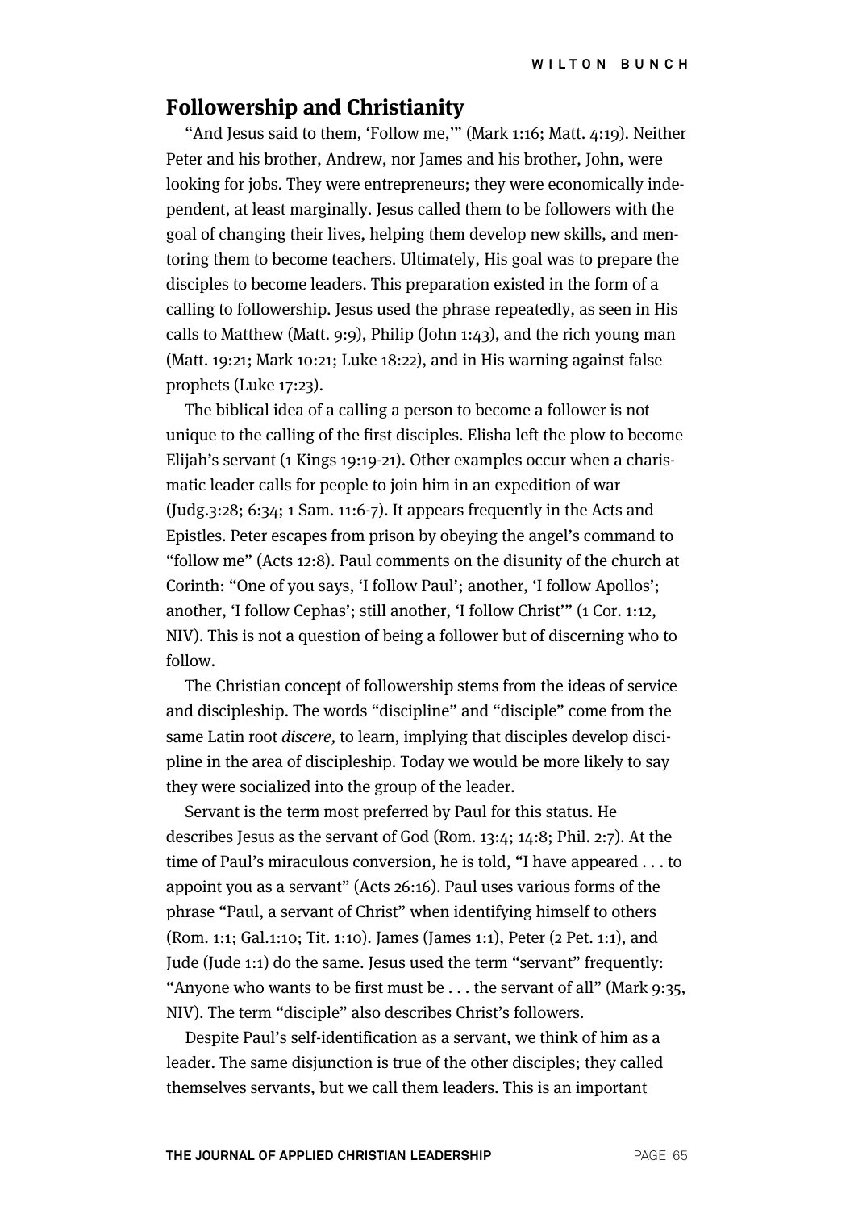## Followership and Christianity

"And Jesus said to them, 'Follow me,'" (Mark 1:16; Matt. 4:19). Neither Peter and his brother, Andrew, nor James and his brother, John, were looking for jobs. They were entrepreneurs; they were economically independent, at least marginally. Jesus called them to be followers with the goal of changing their lives, helping them develop new skills, and mentoring them to become teachers. Ultimately, His goal was to prepare the disciples to become leaders. This preparation existed in the form of a calling to followership. Jesus used the phrase repeatedly, as seen in His calls to Matthew (Matt. 9:9), Philip (John 1:43), and the rich young man (Matt. 19:21; Mark 10:21; Luke 18:22), and in His warning against false prophets (Luke 17:23).

The biblical idea of a calling a person to become a follower is not unique to the calling of the first disciples. Elisha left the plow to become Elijah's servant (1 Kings 19:19-21). Other examples occur when a charismatic leader calls for people to join him in an expedition of war (Judg.3:28; 6:34; 1 Sam. 11:6-7). It appears frequently in the Acts and Epistles. Peter escapes from prison by obeying the angel's command to "follow me" (Acts 12:8). Paul comments on the disunity of the church at Corinth: "One of you says, 'I follow Paul'; another, 'I follow Apollos'; another, 'I follow Cephas'; still another, 'I follow Christ'" (1 Cor. 1:12, NIV). This is not a question of being a follower but of discerning who to follow.

The Christian concept of followership stems from the ideas of service and discipleship. The words "discipline" and "disciple" come from the same Latin root *discere,* to learn, implying that disciples develop discipline in the area of discipleship. Today we would be more likely to say they were socialized into the group of the leader.

Servant is the term most preferred by Paul for this status. He describes Jesus as the servant of God (Rom. 13:4; 14:8; Phil. 2:7). At the time of Paul's miraculous conversion, he is told, "I have appeared . . . to appoint you as a servant" (Acts 26:16). Paul uses various forms of the phrase "Paul, a servant of Christ" when identifying himself to others (Rom. 1:1; Gal.1:10; Tit. 1:10). James (James 1:1), Peter (2 Pet. 1:1), and Jude (Jude 1:1) do the same. Jesus used the term "servant" frequently: "Anyone who wants to be first must be . . . the servant of all" (Mark 9:35, NIV). The term "disciple" also describes Christ's followers.

Despite Paul's self-identification as a servant, we think of him as a leader. The same disjunction is true of the other disciples; they called themselves servants, but we call them leaders. This is an important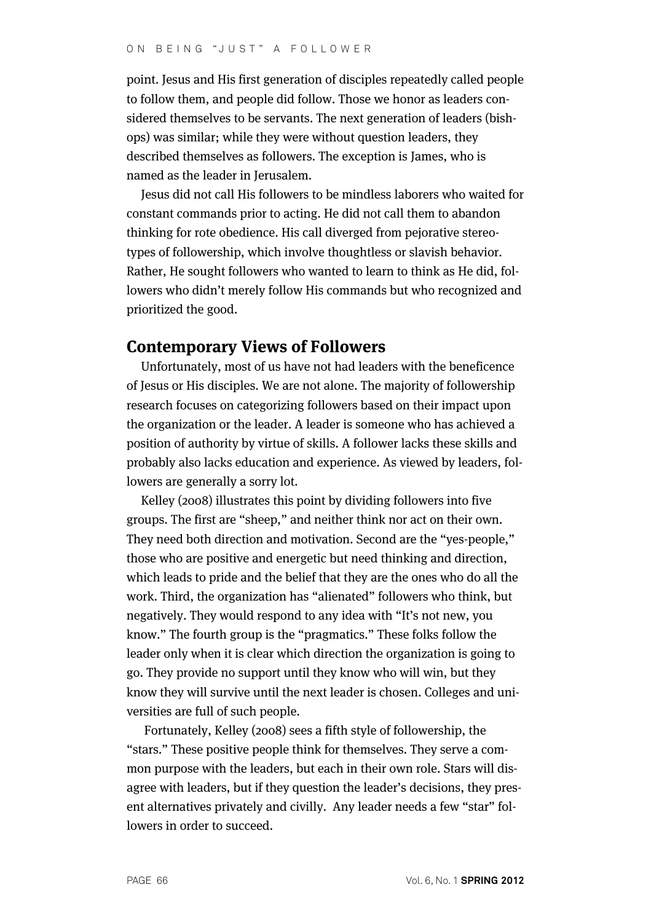point. Jesus and His first generation of disciples repeatedly called people to follow them, and people did follow. Those we honor as leaders considered themselves to be servants. The next generation of leaders (bishops) was similar; while they were without question leaders, they described themselves as followers. The exception is James, who is named as the leader in Jerusalem.

Jesus did not call His followers to be mindless laborers who waited for constant commands prior to acting. He did not call them to abandon thinking for rote obedience. His call diverged from pejorative stereotypes of followership, which involve thoughtless or slavish behavior. Rather, He sought followers who wanted to learn to think as He did, followers who didn't merely follow His commands but who recognized and prioritized the good.

## Contemporary Views of Followers

Unfortunately, most of us have not had leaders with the beneficence of Jesus or His disciples. We are not alone. The majority of followership research focuses on categorizing followers based on their impact upon the organization or the leader. A leader is someone who has achieved a position of authority by virtue of skills. A follower lacks these skills and probably also lacks education and experience. As viewed by leaders, followers are generally a sorry lot.

Kelley (2008) illustrates this point by dividing followers into five groups. The first are "sheep," and neither think nor act on their own. They need both direction and motivation. Second are the "yes-people," those who are positive and energetic but need thinking and direction, which leads to pride and the belief that they are the ones who do all the work. Third, the organization has "alienated" followers who think, but negatively. They would respond to any idea with "It's not new, you know." The fourth group is the "pragmatics." These folks follow the leader only when it is clear which direction the organization is going to go. They provide no support until they know who will win, but they know they will survive until the next leader is chosen. Colleges and universities are full of such people.

Fortunately, Kelley (2008) sees a fifth style of followership, the "stars." These positive people think for themselves. They serve a common purpose with the leaders, but each in their own role. Stars will disagree with leaders, but if they question the leader's decisions, they present alternatives privately and civilly. Any leader needs a few "star" followers in order to succeed.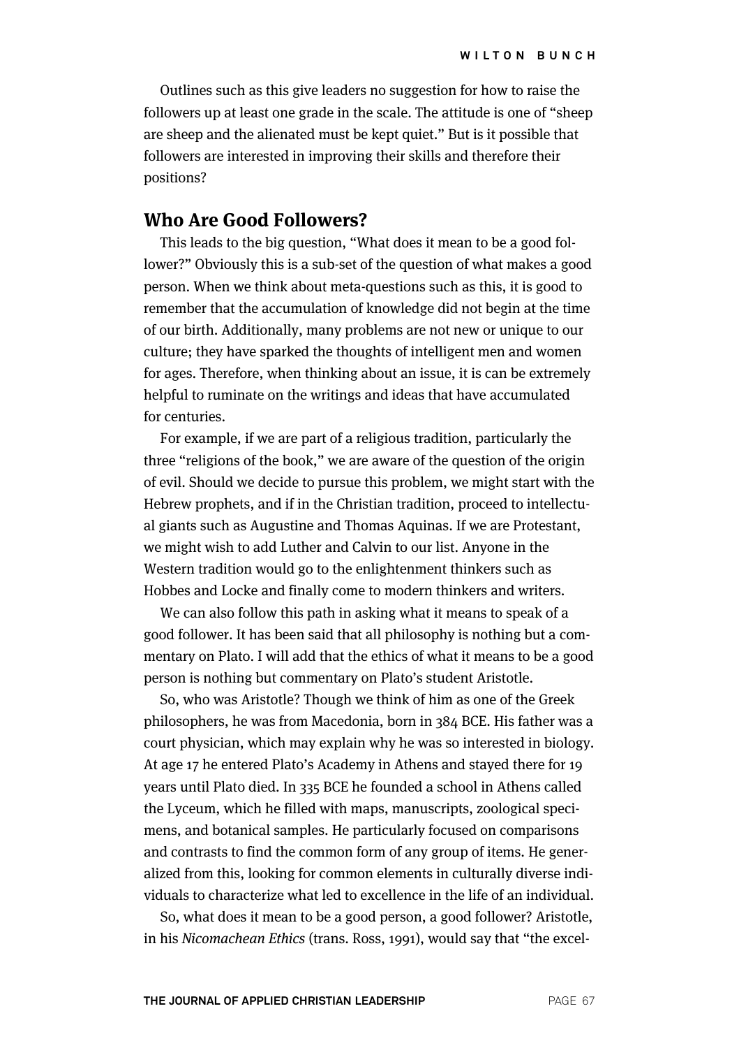Outlines such as this give leaders no suggestion for how to raise the followers up at least one grade in the scale. The attitude is one of "sheep are sheep and the alienated must be kept quiet." But is it possible that followers are interested in improving their skills and therefore their positions?

## Who Are Good Followers?

This leads to the big question, "What does it mean to be a good follower?" Obviously this is a sub-set of the question of what makes a good person. When we think about meta-questions such as this, it is good to remember that the accumulation of knowledge did not begin at the time of our birth. Additionally, many problems are not new or unique to our culture; they have sparked the thoughts of intelligent men and women for ages. Therefore, when thinking about an issue, it is can be extremely helpful to ruminate on the writings and ideas that have accumulated for centuries.

For example, if we are part of a religious tradition, particularly the three "religions of the book," we are aware of the question of the origin of evil. Should we decide to pursue this problem, we might start with the Hebrew prophets, and if in the Christian tradition, proceed to intellectual giants such as Augustine and Thomas Aquinas. If we are Protestant, we might wish to add Luther and Calvin to our list. Anyone in the Western tradition would go to the enlightenment thinkers such as Hobbes and Locke and finally come to modern thinkers and writers.

We can also follow this path in asking what it means to speak of a good follower. It has been said that all philosophy is nothing but a commentary on Plato. I will add that the ethics of what it means to be a good person is nothing but commentary on Plato's student Aristotle.

So, who was Aristotle? Though we think of him as one of the Greek philosophers, he was from Macedonia, born in 384 BCE. His father was a court physician, which may explain why he was so interested in biology. At age 17 he entered Plato's Academy in Athens and stayed there for 19 years until Plato died. In 335 BCE he founded a school in Athens called the Lyceum, which he filled with maps, manuscripts, zoological specimens, and botanical samples. He particularly focused on comparisons and contrasts to find the common form of any group of items. He generalized from this, looking for common elements in culturally diverse individuals to characterize what led to excellence in the life of an individual.

So, what does it mean to be a good person, a good follower? Aristotle, in his *Nicomachean Ethics* (trans. Ross, 1991), would say that "the excel-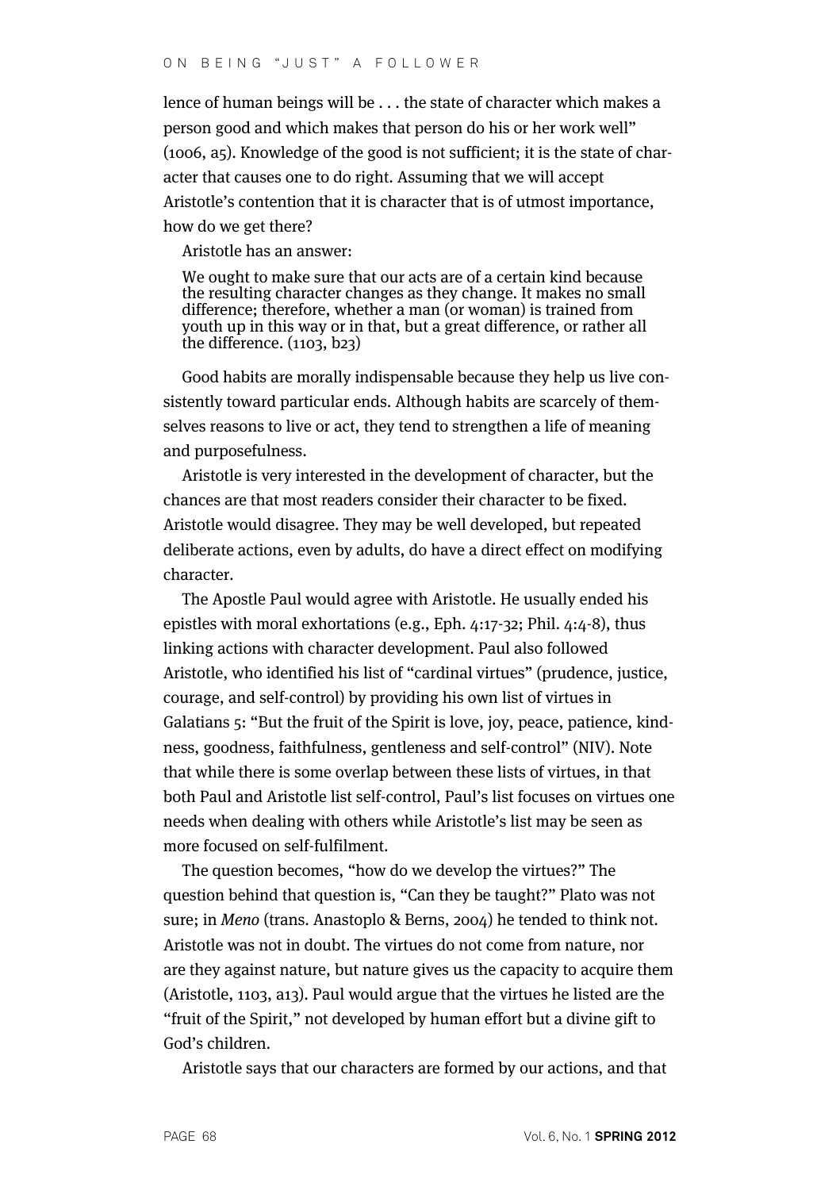lence of human beings will be . . . the state of character which makes a person good and which makes that person do his or her work well" (1006, a5). Knowledge of the good is not sufficient; it is the state of character that causes one to do right. Assuming that we will accept Aristotle's contention that it is character that is of utmost importance, how do we get there?

Aristotle has an answer:

> We ought to make sure that our acts are of a certain kind because the resulting character changes as they change. It makes no small difference; therefore, whether a man (or woman) is trained from youth up in this way or in that, but a great difference, or rather all the difference. (1103, b23)

Good habits are morally indispensable because they help us live consistently toward particular ends. Although habits are scarcely of themselves reasons to live or act, they tend to strengthen a life of meaning and purposefulness.

Aristotle is very interested in the development of character, but the chances are that most readers consider their character to be fixed. Aristotle would disagree. They may be well developed, but repeated deliberate actions, even by adults, do have a direct effect on modifying character.

The Apostle Paul would agree with Aristotle. He usually ended his epistles with moral exhortations (e.g., Eph. 4:17-32; Phil. 4:4-8), thus linking actions with character development. Paul also followed Aristotle, who identified his list of "cardinal virtues" (prudence, justice, courage, and self-control) by providing his own list of virtues in Galatians 5: "But the fruit of the Spirit is love, joy, peace, patience, kindness, goodness, faithfulness, gentleness and self-control" (NIV). Note that while there is some overlap between these lists of virtues, in that both Paul and Aristotle list self-control, Paul's list focuses on virtues one needs when dealing with others while Aristotle's list may be seen as more focused on self-fulfilment.

The question becomes, "how do we develop the virtues?" The question behind that question is, "Can they be taught?" Plato was not sure; in *Meno* (trans. Anastoplo & Berns, 2004) he tended to think not. Aristotle was not in doubt. The virtues do not come from nature, nor are they against nature, but nature gives us the capacity to acquire them (Aristotle, 1103, a13). Paul would argue that the virtues he listed are the "fruit of the Spirit," not developed by human effort but a divine gift to God's children.

Aristotle says that our characters are formed by our actions, and that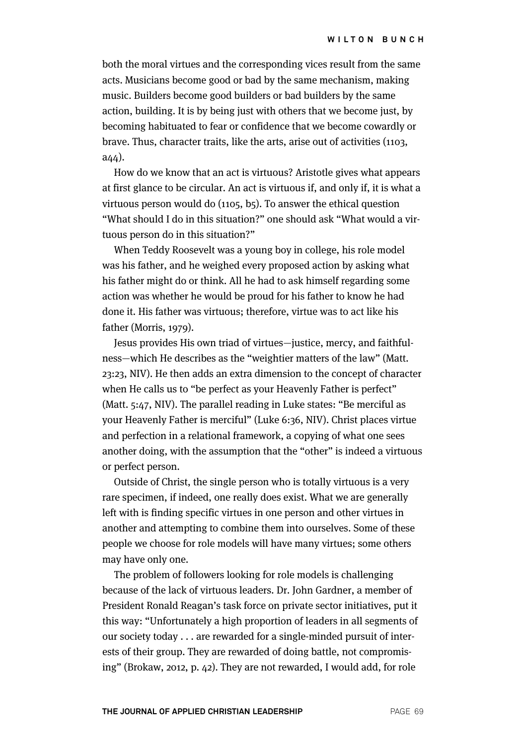both the moral virtues and the corresponding vices result from the same acts. Musicians become good or bad by the same mechanism, making music. Builders become good builders or bad builders by the same action, building. It is by being just with others that we become just, by becoming habituated to fear or confidence that we become cowardly or brave. Thus, character traits, like the arts, arise out of activities (1103, a44).

How do we know that an act is virtuous? Aristotle gives what appears at first glance to be circular. An act is virtuous if, and only if, it is what a virtuous person would do (1105, b5). To answer the ethical question "What should I do in this situation?" one should ask "What would a virtuous person do in this situation?"

When Teddy Roosevelt was a young boy in college, his role model was his father, and he weighed every proposed action by asking what his father might do or think. All he had to ask himself regarding some action was whether he would be proud for his father to know he had done it. His father was virtuous; therefore, virtue was to act like his father (Morris, 1979).

Jesus provides His own triad of virtues—justice, mercy, and faithfulness—which He describes as the "weightier matters of the law" (Matt. 23:23, NIV). He then adds an extra dimension to the concept of character when He calls us to "be perfect as your Heavenly Father is perfect" (Matt. 5:47, NIV). The parallel reading in Luke states: "Be merciful as your Heavenly Father is merciful" (Luke 6:36, NIV). Christ places virtue and perfection in a relational framework, a copying of what one sees another doing, with the assumption that the "other" is indeed a virtuous or perfect person.

Outside of Christ, the single person who is totally virtuous is a very rare specimen, if indeed, one really does exist. What we are generally left with is finding specific virtues in one person and other virtues in another and attempting to combine them into ourselves. Some of these people we choose for role models will have many virtues; some others may have only one.

The problem of followers looking for role models is challenging because of the lack of virtuous leaders. Dr. John Gardner, a member of President Ronald Reagan's task force on private sector initiatives, put it this way: "Unfortunately a high proportion of leaders in all segments of our society today . . . are rewarded for a single-minded pursuit of interests of their group. They are rewarded of doing battle, not compromising" (Brokaw, 2012, p. 42). They are not rewarded, I would add, for role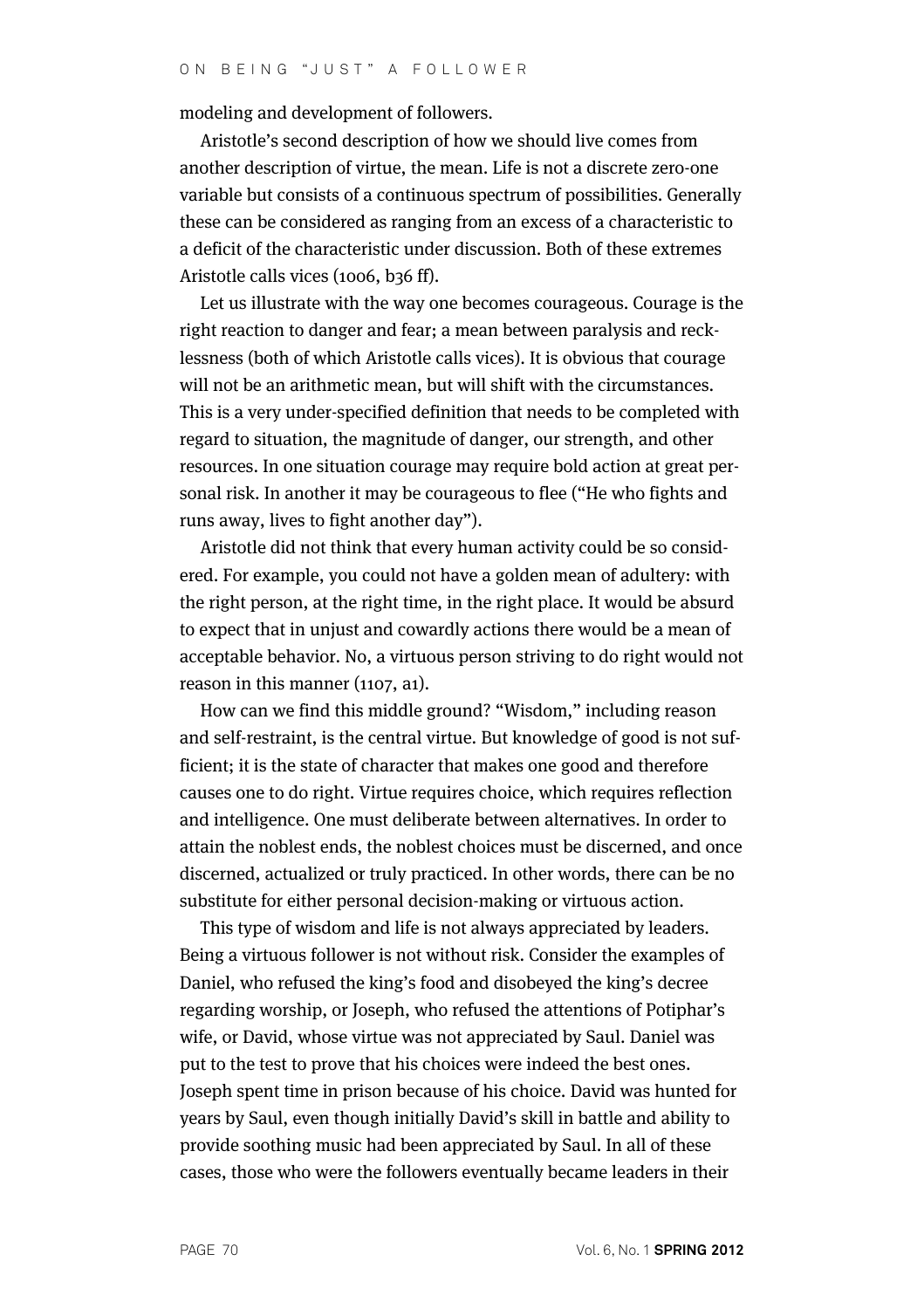modeling and development of followers.

Aristotle's second description of how we should live comes from another description of virtue, the mean. Life is not a discrete zero-one variable but consists of a continuous spectrum of possibilities. Generally these can be considered as ranging from an excess of a characteristic to a deficit of the characteristic under discussion. Both of these extremes Aristotle calls vices (1006, b36 ff).

Let us illustrate with the way one becomes courageous. Courage is the right reaction to danger and fear; a mean between paralysis and recklessness (both of which Aristotle calls vices). It is obvious that courage will not be an arithmetic mean, but will shift with the circumstances. This is a very under-specified definition that needs to be completed with regard to situation, the magnitude of danger, our strength, and other resources. In one situation courage may require bold action at great personal risk. In another it may be courageous to flee ("He who fights and runs away, lives to fight another day").

Aristotle did not think that every human activity could be so considered. For example, you could not have a golden mean of adultery: with the right person, at the right time, in the right place. It would be absurd to expect that in unjust and cowardly actions there would be a mean of acceptable behavior. No, a virtuous person striving to do right would not reason in this manner (1107, a1).

How can we find this middle ground? "Wisdom," including reason and self-restraint, is the central virtue. But knowledge of good is not sufficient; it is the state of character that makes one good and therefore causes one to do right. Virtue requires choice, which requires reflection and intelligence. One must deliberate between alternatives. In order to attain the noblest ends, the noblest choices must be discerned, and once discerned, actualized or truly practiced. In other words, there can be no substitute for either personal decision-making or virtuous action.

This type of wisdom and life is not always appreciated by leaders. Being a virtuous follower is not without risk. Consider the examples of Daniel, who refused the king's food and disobeyed the king's decree regarding worship, or Joseph, who refused the attentions of Potiphar's wife, or David, whose virtue was not appreciated by Saul. Daniel was put to the test to prove that his choices were indeed the best ones. Joseph spent time in prison because of his choice. David was hunted for years by Saul, even though initially David's skill in battle and ability to provide soothing music had been appreciated by Saul. In all of these cases, those who were the followers eventually became leaders in their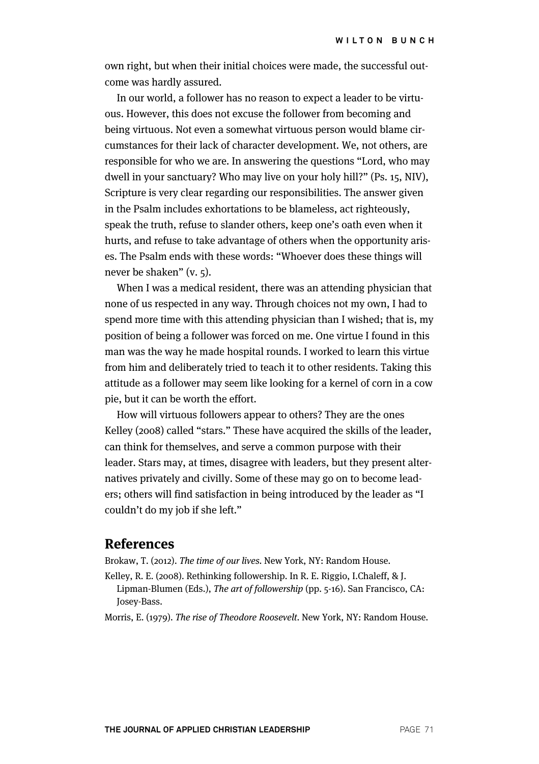own right, but when their initial choices were made, the successful outcome was hardly assured.

In our world, a follower has no reason to expect a leader to be virtuous. However, this does not excuse the follower from becoming and being virtuous. Not even a somewhat virtuous person would blame circumstances for their lack of character development. We, not others, are responsible for who we are. In answering the questions "Lord, who may dwell in your sanctuary? Who may live on your holy hill?" (Ps. 15, NIV), Scripture is very clear regarding our responsibilities. The answer given in the Psalm includes exhortations to be blameless, act righteously, speak the truth, refuse to slander others, keep one's oath even when it hurts, and refuse to take advantage of others when the opportunity arises. The Psalm ends with these words: "Whoever does these things will never be shaken" (v. 5).

When I was a medical resident, there was an attending physician that none of us respected in any way. Through choices not my own, I had to spend more time with this attending physician than I wished; that is, my position of being a follower was forced on me. One virtue I found in this man was the way he made hospital rounds. I worked to learn this virtue from him and deliberately tried to teach it to other residents. Taking this attitude as a follower may seem like looking for a kernel of corn in a cow pie, but it can be worth the effort.

How will virtuous followers appear to others? They are the ones Kelley (2008) called "stars." These have acquired the skills of the leader, can think for themselves, and serve a common purpose with their leader. Stars may, at times, disagree with leaders, but they present alternatives privately and civilly. Some of these may go on to become leaders; others will find satisfaction in being introduced by the leader as "I couldn't do my job if she left."

## References

Brokaw, T. (2012). *The time of our lives*. New York, NY: Random House.

Kelley, R. E. (2008). Rethinking followership. In R. E. Riggio, I.Chaleff, & J. Lipman-Blumen (Eds.), *The art of followership* (pp. 5-16). San Francisco, CA: Josey-Bass.

Morris, E. (1979). *The rise of Theodore Roosevelt*. New York, NY: Random House.